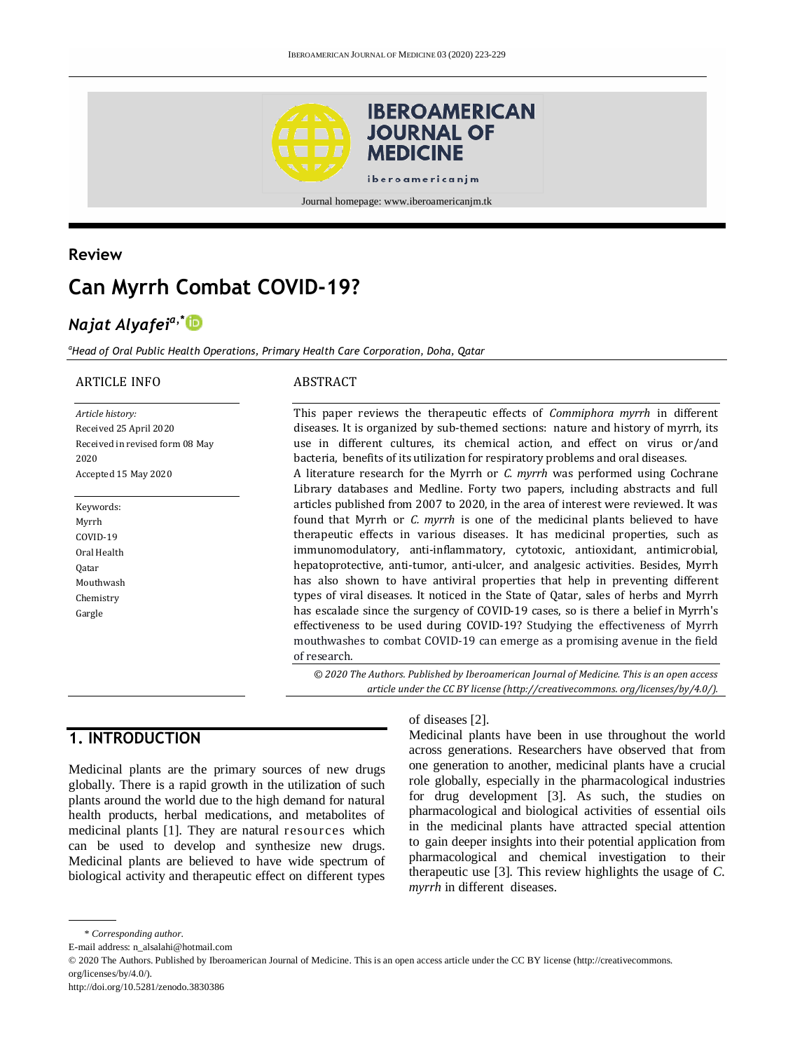## Review

# Can Myrrh Combat COVID-19?

*Najat Alyafei*[a,*]

[a]*Head of Oral Public Health Operations, Primary Health Care Corporation, Doha, Qatar*

**ARTICLE INFO**

*Article history:*
Received 25 April 2020
Received in revised form 08 May 2020
Accepted 15 May 2020

Keywords:
Myrrh
COVID-19
Oral Health
Qatar
Mouthwash
Chemistry
Gargle

**ABSTRACT**

This paper reviews the therapeutic effects of *Commiphora myrrh* in different diseases. It is organized by sub-themed sections: nature and history of myrrh, its use in different cultures, its chemical action, and effect on virus or/and bacteria, benefits of its utilization for respiratory problems and oral diseases.
A literature research for the Myrrh or *C. myrrh* was performed using Cochrane Library databases and Medline. Forty two papers, including abstracts and full articles published from 2007 to 2020, in the area of interest were reviewed. It was found that Myrrh or *C. myrrh* is one of the medicinal plants believed to have therapeutic effects in various diseases. It has medicinal properties, such as immunomodulatory, anti-inflammatory, cytotoxic, antioxidant, antimicrobial, hepatoprotective, anti-tumor, anti-ulcer, and analgesic activities. Besides, Myrrh has also shown to have antiviral properties that help in preventing different types of viral diseases. It noticed in the State of Qatar, sales of herbs and Myrrh has escalade since the surgency of COVID-19 cases, so is there a belief in Myrrh's effectiveness to be used during COVID-19? Studying the effectiveness of Myrrh mouthwashes to combat COVID-19 can emerge as a promising avenue in the field of research.

*© 2020 The Authors. Published by Iberoamerican Journal of Medicine. This is an open access article under the CC BY license (http://creativecommons. org/licenses/by/4.0/).*

## 1. INTRODUCTION

Medicinal plants are the primary sources of new drugs globally. There is a rapid growth in the utilization of such plants around the world due to the high demand for natural health products, herbal medications, and metabolites of medicinal plants [1]. They are natural resources which can be used to develop and synthesize new drugs. Medicinal plants are believed to have wide spectrum of biological activity and therapeutic effect on different types of diseases [2].

Medicinal plants have been in use throughout the world across generations. Researchers have observed that from one generation to another, medicinal plants have a crucial role globally, especially in the pharmacological industries for drug development [3]. As such, the studies on pharmacological and biological activities of essential oils in the medicinal plants have attracted special attention to gain deeper insights into their potential application from pharmacological and chemical investigation to their therapeutic use [3]. This review highlights the usage of *C. myrrh* in different diseases.

\* *Corresponding author.*
E-mail address: n_alsalahi@hotmail.com
© 2020 The Authors. Published by Iberoamerican Journal of Medicine. This is an open access article under the CC BY license (http://creativecommons. org/licenses/by/4.0/).
http://doi.org/10.5281/zenodo.3830386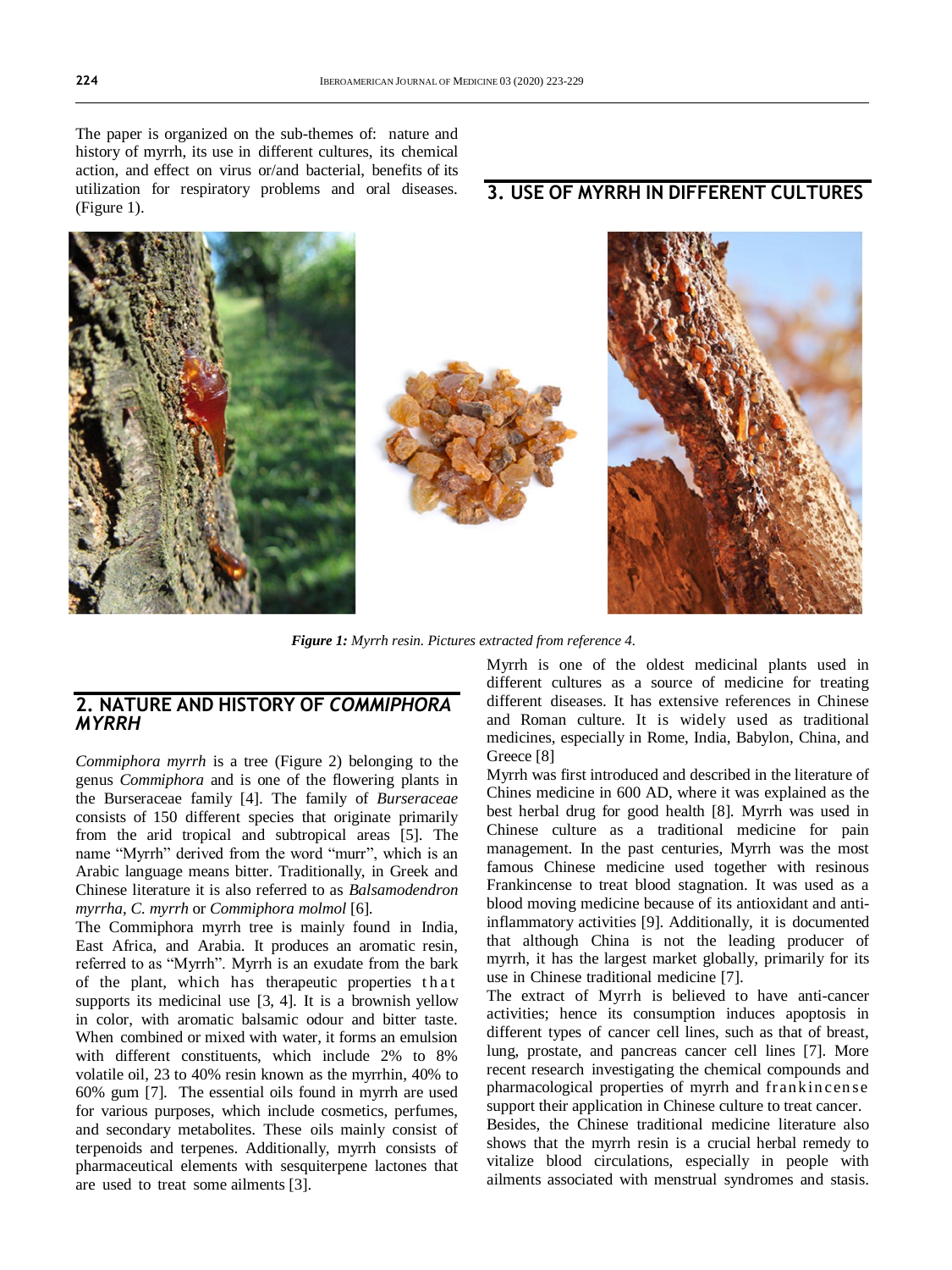The paper is organized on the sub-themes of: nature and history of myrrh, its use in different cultures, its chemical action, and effect on virus or/and bacterial, benefits of its utilization for respiratory problems and oral diseases. (Figure 1).

***Figure 1:*** *Myrrh resin. Pictures extracted from reference 4.*

## 2. NATURE AND HISTORY OF *COMMIPHORA MYRRH*

*Commiphora myrrh* is a tree (Figure 2) belonging to the genus *Commiphora* and is one of the flowering plants in the Burseraceae family [4]. The family of *Burseraceae* consists of 150 different species that originate primarily from the arid tropical and subtropical areas [5]. The name "Myrrh" derived from the word "murr", which is an Arabic language means bitter. Traditionally, in Greek and Chinese literature it is also referred to as *Balsamodendron myrrha*, *C. myrrh* or *Commiphora molmol* [6].

The Commiphora myrrh tree is mainly found in India, East Africa, and Arabia. It produces an aromatic resin, referred to as "Myrrh". Myrrh is an exudate from the bark of the plant, which has therapeutic properties that supports its medicinal use [3, 4]. It is a brownish yellow in color, with aromatic balsamic odour and bitter taste. When combined or mixed with water, it forms an emulsion with different constituents, which include 2% to 8% volatile oil, 23 to 40% resin known as the myrrhin, 40% to 60% gum [7]. The essential oils found in myrrh are used for various purposes, which include cosmetics, perfumes, and secondary metabolites. These oils mainly consist of terpenoids and terpenes. Additionally, myrrh consists of pharmaceutical elements with sesquiterpene lactones that are used to treat some ailments [3].

## 3. USE OF MYRRH IN DIFFERENT CULTURES

Myrrh is one of the oldest medicinal plants used in different cultures as a source of medicine for treating different diseases. It has extensive references in Chinese and Roman culture. It is widely used as traditional medicines, especially in Rome, India, Babylon, China, and Greece [8]

Myrrh was first introduced and described in the literature of Chines medicine in 600 AD, where it was explained as the best herbal drug for good health [8]. Myrrh was used in Chinese culture as a traditional medicine for pain management. In the past centuries, Myrrh was the most famous Chinese medicine used together with resinous Frankincense to treat blood stagnation. It was used as a blood moving medicine because of its antioxidant and anti-inflammatory activities [9]. Additionally, it is documented that although China is not the leading producer of myrrh, it has the largest market globally, primarily for its use in Chinese traditional medicine [7].

The extract of Myrrh is believed to have anti-cancer activities; hence its consumption induces apoptosis in different types of cancer cell lines, such as that of breast, lung, prostate, and pancreas cancer cell lines [7]. More recent research investigating the chemical compounds and pharmacological properties of myrrh and frankincense support their application in Chinese culture to treat cancer.

Besides, the Chinese traditional medicine literature also shows that the myrrh resin is a crucial herbal remedy to vitalize blood circulations, especially in people with ailments associated with menstrual syndromes and stasis.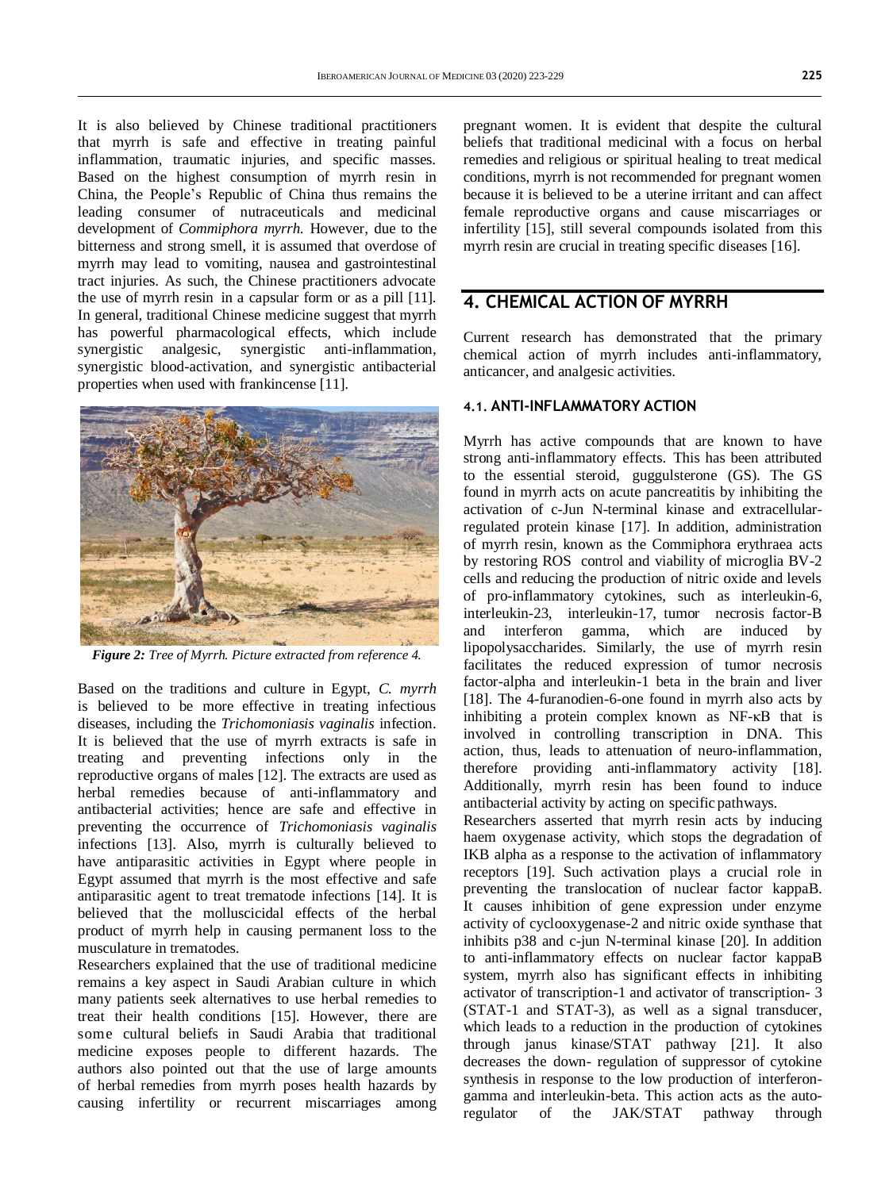It is also believed by Chinese traditional practitioners that myrrh is safe and effective in treating painful inflammation, traumatic injuries, and specific masses. Based on the highest consumption of myrrh resin in China, the People's Republic of China thus remains the leading consumer of nutraceuticals and medicinal development of *Commiphora myrrh.* However, due to the bitterness and strong smell, it is assumed that overdose of myrrh may lead to vomiting, nausea and gastrointestinal tract injuries. As such, the Chinese practitioners advocate the use of myrrh resin in a capsular form or as a pill [11]. In general, traditional Chinese medicine suggest that myrrh has powerful pharmacological effects, which include synergistic analgesic, synergistic anti-inflammation, synergistic blood-activation, and synergistic antibacterial properties when used with frankincense [11].

***Figure 2:*** *Tree of Myrrh. Picture extracted from reference 4.*

Based on the traditions and culture in Egypt, *C. myrrh* is believed to be more effective in treating infectious diseases, including the *Trichomoniasis vaginalis* infection. It is believed that the use of myrrh extracts is safe in treating and preventing infections only in the reproductive organs of males [12]. The extracts are used as herbal remedies because of anti-inflammatory and antibacterial activities; hence are safe and effective in preventing the occurrence of *Trichomoniasis vaginalis* infections [13]. Also, myrrh is culturally believed to have antiparasitic activities in Egypt where people in Egypt assumed that myrrh is the most effective and safe antiparasitic agent to treat trematode infections [14]. It is believed that the molluscicidal effects of the herbal product of myrrh help in causing permanent loss to the musculature in trematodes.

Researchers explained that the use of traditional medicine remains a key aspect in Saudi Arabian culture in which many patients seek alternatives to use herbal remedies to treat their health conditions [15]. However, there are some cultural beliefs in Saudi Arabia that traditional medicine exposes people to different hazards. The authors also pointed out that the use of large amounts of herbal remedies from myrrh poses health hazards by causing infertility or recurrent miscarriages among pregnant women. It is evident that despite the cultural beliefs that traditional medicinal with a focus on herbal remedies and religious or spiritual healing to treat medical conditions, myrrh is not recommended for pregnant women because it is believed to be a uterine irritant and can affect female reproductive organs and cause miscarriages or infertility [15], still several compounds isolated from this myrrh resin are crucial in treating specific diseases [16].

## 4. CHEMICAL ACTION OF MYRRH

Current research has demonstrated that the primary chemical action of myrrh includes anti-inflammatory, anticancer, and analgesic activities.

### 4.1. ANTI-INFLAMMATORY ACTION

Myrrh has active compounds that are known to have strong anti-inflammatory effects. This has been attributed to the essential steroid, guggulsterone (GS). The GS found in myrrh acts on acute pancreatitis by inhibiting the activation of c-Jun N-terminal kinase and extracellular-regulated protein kinase [17]. In addition, administration of myrrh resin, known as the Commiphora erythraea acts by restoring ROS control and viability of microglia BV-2 cells and reducing the production of nitric oxide and levels of pro-inflammatory cytokines, such as interleukin-6, interleukin-23, interleukin-17, tumor necrosis factor-B and interferon gamma, which are induced by lipopolysaccharides. Similarly, the use of myrrh resin facilitates the reduced expression of tumor necrosis factor-alpha and interleukin-1 beta in the brain and liver [18]. The 4-furanodien-6-one found in myrrh also acts by inhibiting a protein complex known as NF-κB that is involved in controlling transcription in DNA. This action, thus, leads to attenuation of neuro-inflammation, therefore providing anti-inflammatory activity [18]. Additionally, myrrh resin has been found to induce antibacterial activity by acting on specific pathways.

Researchers asserted that myrrh resin acts by inducing haem oxygenase activity, which stops the degradation of IKB alpha as a response to the activation of inflammatory receptors [19]. Such activation plays a crucial role in preventing the translocation of nuclear factor kappaB. It causes inhibition of gene expression under enzyme activity of cyclooxygenase-2 and nitric oxide synthase that inhibits p38 and c-jun N-terminal kinase [20]. In addition to anti-inflammatory effects on nuclear factor kappaB system, myrrh also has significant effects in inhibiting activator of transcription-1 and activator of transcription- 3 (STAT-1 and STAT-3), as well as a signal transducer, which leads to a reduction in the production of cytokines through janus kinase/STAT pathway [21]. It also decreases the down- regulation of suppressor of cytokine synthesis in response to the low production of interferon-gamma and interleukin-beta. This action acts as the auto-regulator of the JAK/STAT pathway through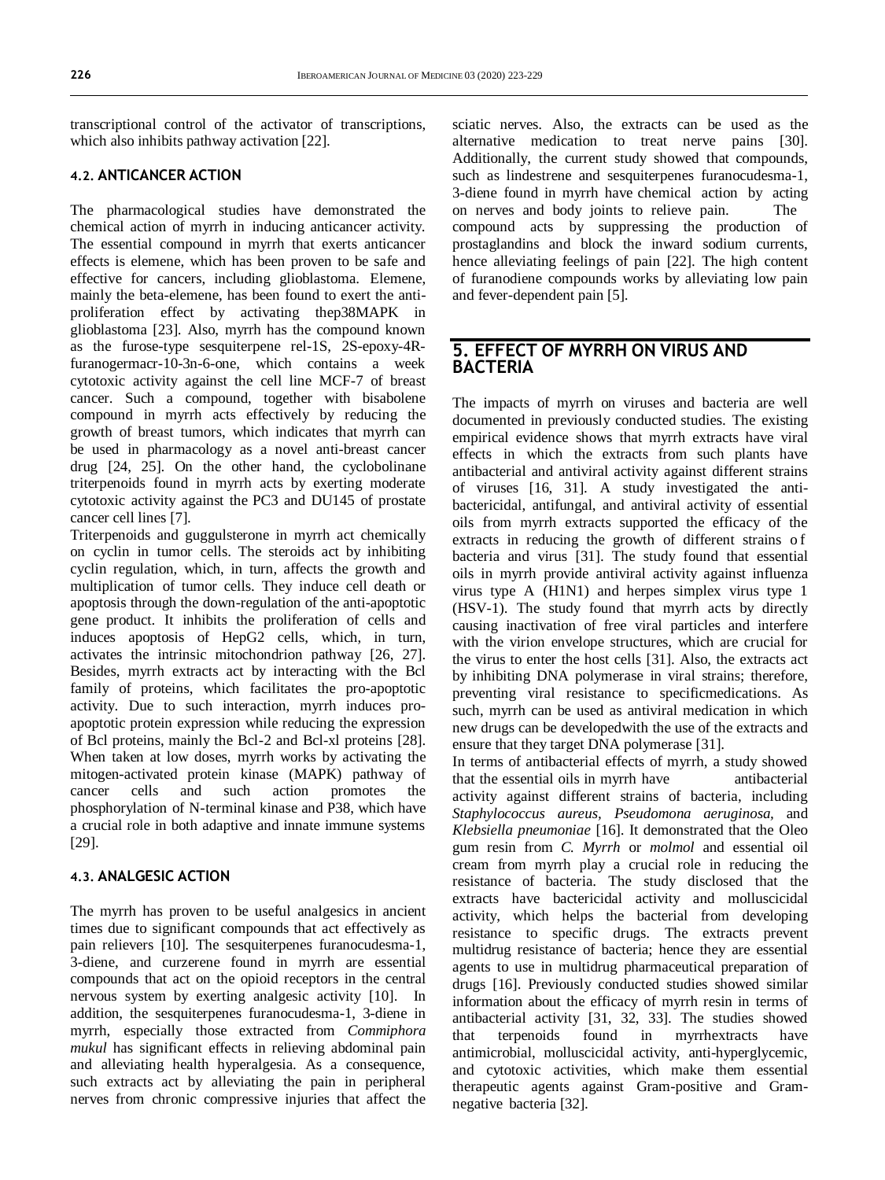transcriptional control of the activator of transcriptions, which also inhibits pathway activation [22].

### 4.2. ANTICANCER ACTION

The pharmacological studies have demonstrated the chemical action of myrrh in inducing anticancer activity. The essential compound in myrrh that exerts anticancer effects is elemene, which has been proven to be safe and effective for cancers, including glioblastoma. Elemene, mainly the beta-elemene, has been found to exert the anti-proliferation effect by activating thep38MAPK in glioblastoma [23]. Also, myrrh has the compound known as the furose-type sesquiterpene rel-1S, 2S-epoxy-4R-furanogermacr-10-3n-6-one, which contains a week cytotoxic activity against the cell line MCF-7 of breast cancer. Such a compound, together with bisabolene compound in myrrh acts effectively by reducing the growth of breast tumors, which indicates that myrrh can be used in pharmacology as a novel anti-breast cancer drug [24, 25]. On the other hand, the cyclobolinane triterpenoids found in myrrh acts by exerting moderate cytotoxic activity against the PC3 and DU145 of prostate cancer cell lines [7].

Triterpenoids and guggulsterone in myrrh act chemically on cyclin in tumor cells. The steroids act by inhibiting cyclin regulation, which, in turn, affects the growth and multiplication of tumor cells. They induce cell death or apoptosis through the down-regulation of the anti-apoptotic gene product. It inhibits the proliferation of cells and induces apoptosis of HepG2 cells, which, in turn, activates the intrinsic mitochondrion pathway [26, 27]. Besides, myrrh extracts act by interacting with the Bcl family of proteins, which facilitates the pro-apoptotic activity. Due to such interaction, myrrh induces pro-apoptotic protein expression while reducing the expression of Bcl proteins, mainly the Bcl-2 and Bcl-xl proteins [28]. When taken at low doses, myrrh works by activating the mitogen-activated protein kinase (MAPK) pathway of cancer cells and such action promotes the phosphorylation of N-terminal kinase and P38, which have a crucial role in both adaptive and innate immune systems [29].

### 4.3. ANALGESIC ACTION

The myrrh has proven to be useful analgesics in ancient times due to significant compounds that act effectively as pain relievers [10]. The sesquiterpenes furanocudesma-1, 3-diene, and curzerene found in myrrh are essential compounds that act on the opioid receptors in the central nervous system by exerting analgesic activity [10]. In addition, the sesquiterpenes furanocudesma-1, 3-diene in myrrh, especially those extracted from *Commiphora mukul* has significant effects in relieving abdominal pain and alleviating health hyperalgesia. As a consequence, such extracts act by alleviating the pain in peripheral nerves from chronic compressive injuries that affect the sciatic nerves. Also, the extracts can be used as the alternative medication to treat nerve pains [30]. Additionally, the current study showed that compounds, such as lindestrene and sesquiterpenes furanocudesma-1, 3-diene found in myrrh have chemical action by acting on nerves and body joints to relieve pain. The compound acts by suppressing the production of prostaglandins and block the inward sodium currents, hence alleviating feelings of pain [22]. The high content of furanodiene compounds works by alleviating low pain and fever-dependent pain [5].

## 5. EFFECT OF MYRRH ON VIRUS AND BACTERIA

The impacts of myrrh on viruses and bacteria are well documented in previously conducted studies. The existing empirical evidence shows that myrrh extracts have viral effects in which the extracts from such plants have antibacterial and antiviral activity against different strains of viruses [16, 31]. A study investigated the anti-bactericidal, antifungal, and antiviral activity of essential oils from myrrh extracts supported the efficacy of the extracts in reducing the growth of different strains of bacteria and virus [31]. The study found that essential oils in myrrh provide antiviral activity against influenza virus type A (H1N1) and herpes simplex virus type 1 (HSV-1). The study found that myrrh acts by directly causing inactivation of free viral particles and interfere with the virion envelope structures, which are crucial for the virus to enter the host cells [31]. Also, the extracts act by inhibiting DNA polymerase in viral strains; therefore, preventing viral resistance to specificmedications. As such, myrrh can be used as antiviral medication in which new drugs can be developedwith the use of the extracts and ensure that they target DNA polymerase [31].

In terms of antibacterial effects of myrrh, a study showed that the essential oils in myrrh have antibacterial activity against different strains of bacteria, including *Staphylococcus aureus, Pseudomona aeruginosa,* and *Klebsiella pneumoniae* [16]. It demonstrated that the Oleo gum resin from *C. Myrrh* or *molmol* and essential oil cream from myrrh play a crucial role in reducing the resistance of bacteria. The study disclosed that the extracts have bactericidal activity and molluscicidal activity, which helps the bacterial from developing resistance to specific drugs. The extracts prevent multidrug resistance of bacteria; hence they are essential agents to use in multidrug pharmaceutical preparation of drugs [16]. Previously conducted studies showed similar information about the efficacy of myrrh resin in terms of antibacterial activity [31, 32, 33]. The studies showed that terpenoids found in myrrhextracts have antimicrobial, molluscicidal activity, anti-hyperglycemic, and cytotoxic activities, which make them essential therapeutic agents against Gram-positive and Gram-negative bacteria [32].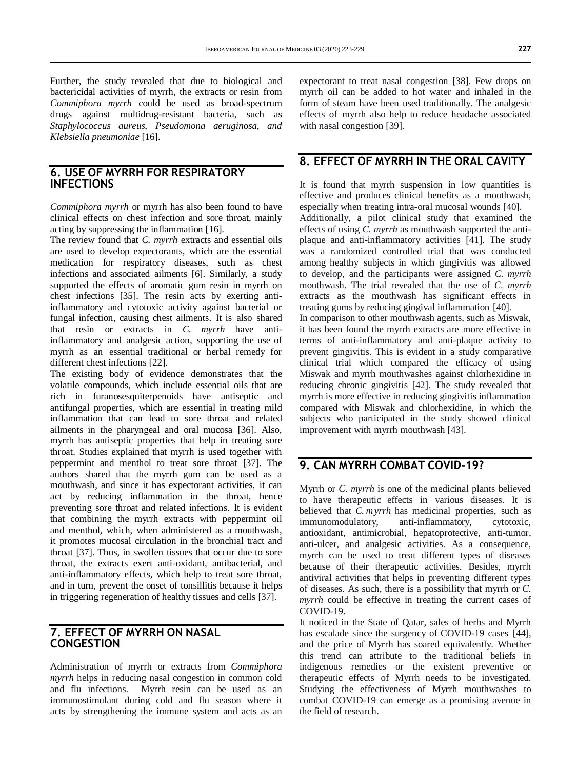Further, the study revealed that due to biological and bactericidal activities of myrrh, the extracts or resin from *Commiphora myrrh* could be used as broad-spectrum drugs against multidrug-resistant bacteria, such as *Staphylococcus aureus, Pseudomona aeruginosa, and Klebsiella pneumoniae* [16].

## 6. USE OF MYRRH FOR RESPIRATORY INFECTIONS

*Commiphora myrrh* or myrrh has also been found to have clinical effects on chest infection and sore throat, mainly acting by suppressing the inflammation [16].

The review found that *C. myrrh* extracts and essential oils are used to develop expectorants, which are the essential medication for respiratory diseases, such as chest infections and associated ailments [6]. Similarly, a study supported the effects of aromatic gum resin in myrrh on chest infections [35]. The resin acts by exerting anti-inflammatory and cytotoxic activity against bacterial or fungal infection, causing chest ailments. It is also shared that resin or extracts in *C. myrrh* have anti-inflammatory and analgesic action, supporting the use of myrrh as an essential traditional or herbal remedy for different chest infections [22].

The existing body of evidence demonstrates that the volatile compounds, which include essential oils that are rich in furanosesquiterpenoids have antiseptic and antifungal properties, which are essential in treating mild inflammation that can lead to sore throat and related ailments in the pharyngeal and oral mucosa [36]. Also, myrrh has antiseptic properties that help in treating sore throat. Studies explained that myrrh is used together with peppermint and menthol to treat sore throat [37]. The authors shared that the myrrh gum can be used as a mouthwash, and since it has expectorant activities, it can act by reducing inflammation in the throat, hence preventing sore throat and related infections. It is evident that combining the myrrh extracts with peppermint oil and menthol, which, when administered as a mouthwash, it promotes mucosal circulation in the bronchial tract and throat [37]. Thus, in swollen tissues that occur due to sore throat, the extracts exert anti-oxidant, antibacterial, and anti-inflammatory effects, which help to treat sore throat, and in turn, prevent the onset of tonsillitis because it helps in triggering regeneration of healthy tissues and cells [37].

## 7. EFFECT OF MYRRH ON NASAL CONGESTION

Administration of myrrh or extracts from *Commiphora myrrh* helps in reducing nasal congestion in common cold and flu infections. Myrrh resin can be used as an immunostimulant during cold and flu season where it acts by strengthening the immune system and acts as an expectorant to treat nasal congestion [38]. Few drops on myrrh oil can be added to hot water and inhaled in the form of steam have been used traditionally. The analgesic effects of myrrh also help to reduce headache associated with nasal congestion [39].

## 8. EFFECT OF MYRRH IN THE ORAL CAVITY

It is found that myrrh suspension in low quantities is effective and produces clinical benefits as a mouthwash, especially when treating intra-oral mucosal wounds [40].

Additionally, a pilot clinical study that examined the effects of using *C. myrrh* as mouthwash supported the anti-plaque and anti-inflammatory activities [41]. The study was a randomized controlled trial that was conducted among healthy subjects in which gingivitis was allowed to develop, and the participants were assigned *C. myrrh* mouthwash. The trial revealed that the use of *C. myrrh* extracts as the mouthwash has significant effects in treating gums by reducing gingival inflammation [40].

In comparison to other mouthwash agents, such as Miswak, it has been found the myrrh extracts are more effective in terms of anti-inflammatory and anti-plaque activity to prevent gingivitis. This is evident in a study comparative clinical trial which compared the efficacy of using Miswak and myrrh mouthwashes against chlorhexidine in reducing chronic gingivitis [42]. The study revealed that myrrh is more effective in reducing gingivitis inflammation compared with Miswak and chlorhexidine, in which the subjects who participated in the study showed clinical improvement with myrrh mouthwash [43].

## 9. CAN MYRRH COMBAT COVID-19?

Myrrh or *C. myrrh* is one of the medicinal plants believed to have therapeutic effects in various diseases. It is believed that *C. myrrh* has medicinal properties, such as immunomodulatory, anti-inflammatory, cytotoxic, antioxidant, antimicrobial, hepatoprotective, anti-tumor, anti-ulcer, and analgesic activities. As a consequence, myrrh can be used to treat different types of diseases because of their therapeutic activities. Besides, myrrh antiviral activities that helps in preventing different types of diseases. As such, there is a possibility that myrrh or *C. myrrh* could be effective in treating the current cases of COVID-19.

It noticed in the State of Qatar, sales of herbs and Myrrh has escalade since the surgency of COVID-19 cases [44], and the price of Myrrh has soared equivalently. Whether this trend can attribute to the traditional beliefs in indigenous remedies or the existent preventive or therapeutic effects of Myrrh needs to be investigated. Studying the effectiveness of Myrrh mouthwashes to combat COVID-19 can emerge as a promising avenue in the field of research.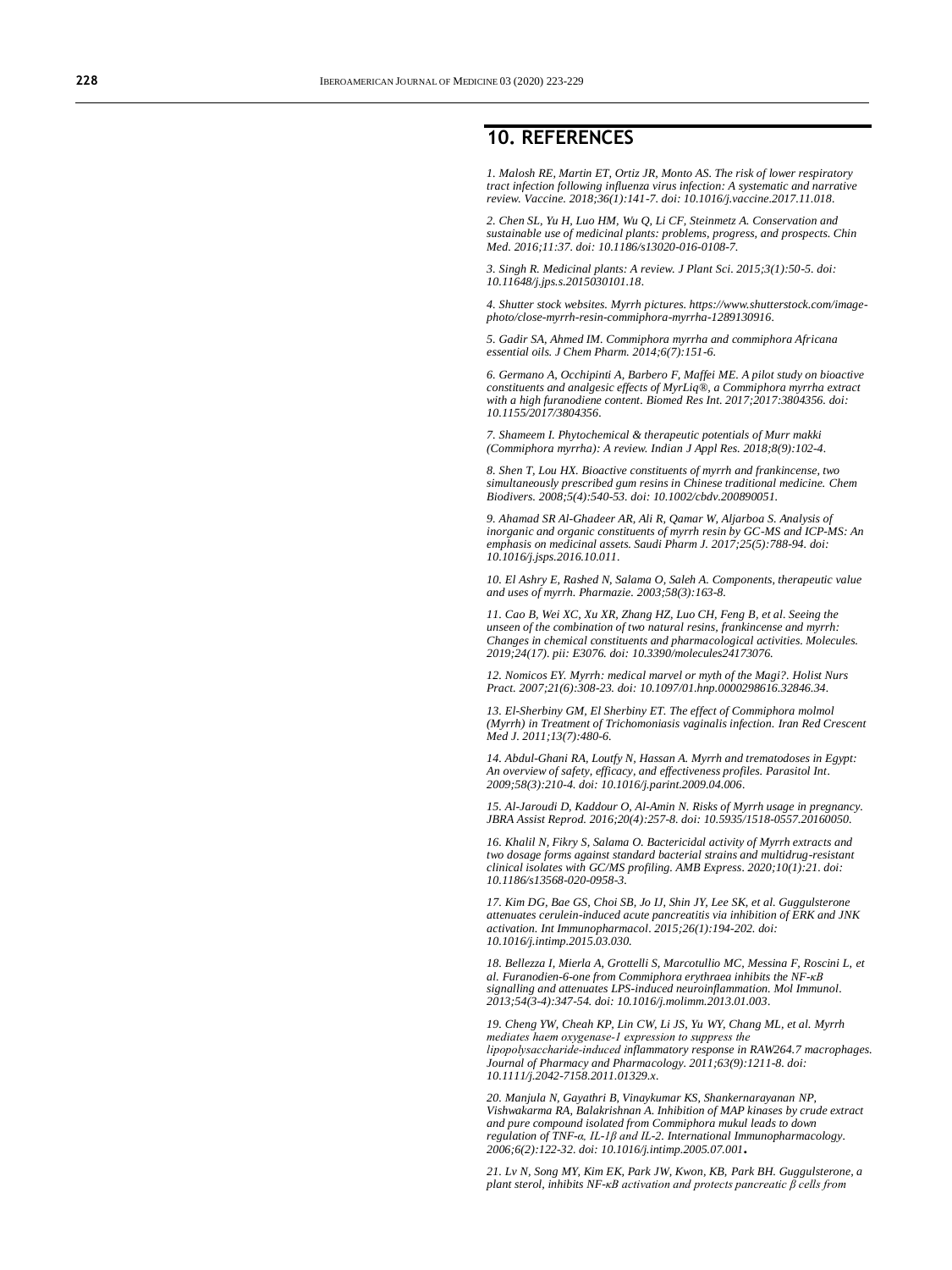## 10. REFERENCES

*1. Malosh RE, Martin ET, Ortiz JR, Monto AS. The risk of lower respiratory tract infection following influenza virus infection: A systematic and narrative review. Vaccine. 2018;36(1):141-7. doi: 10.1016/j.vaccine.2017.11.018.*

*2. Chen SL, Yu H, Luo HM, Wu Q, Li CF, Steinmetz A. Conservation and sustainable use of medicinal plants: problems, progress, and prospects. Chin Med. 2016;11:37. doi: 10.1186/s13020-016-0108-7.*

*3. Singh R. Medicinal plants: A review. J Plant Sci. 2015;3(1):50-5. doi: 10.11648/j.jps.s.2015030101.18.*

*4. Shutter stock websites. Myrrh pictures. https://www.shutterstock.com/image-photo/close-myrrh-resin-commiphora-myrrha-1289130916.*

*5. Gadir SA, Ahmed IM. Commiphora myrrha and commiphora Africana essential oils. J Chem Pharm. 2014;6(7):151-6.*

*6. Germano A, Occhipinti A, Barbero F, Maffei ME. A pilot study on bioactive constituents and analgesic effects of MyrLiq®, a Commiphora myrrha extract with a high furanodiene content. Biomed Res Int. 2017;2017:3804356. doi: 10.1155/2017/3804356.*

*7. Shameem I. Phytochemical & therapeutic potentials of Murr makki (Commiphora myrrha): A review. Indian J Appl Res. 2018;8(9):102-4.*

*8. Shen T, Lou HX. Bioactive constituents of myrrh and frankincense, two simultaneously prescribed gum resins in Chinese traditional medicine. Chem Biodivers. 2008;5(4):540-53. doi: 10.1002/cbdv.200890051.*

*9. Ahamad SR Al-Ghadeer AR, Ali R, Qamar W, Aljarboa S. Analysis of inorganic and organic constituents of myrrh resin by GC-MS and ICP-MS: An emphasis on medicinal assets. Saudi Pharm J. 2017;25(5):788-94. doi: 10.1016/j.jsps.2016.10.011.*

*10. El Ashry E, Rashed N, Salama O, Saleh A. Components, therapeutic value and uses of myrrh. Pharmazie. 2003;58(3):163-8.*

*11. Cao B, Wei XC, Xu XR, Zhang HZ, Luo CH, Feng B, et al. Seeing the unseen of the combination of two natural resins, frankincense and myrrh: Changes in chemical constituents and pharmacological activities. Molecules. 2019;24(17). pii: E3076. doi: 10.3390/molecules24173076.*

*12. Nomicos EY. Myrrh: medical marvel or myth of the Magi?. Holist Nurs Pract. 2007;21(6):308-23. doi: 10.1097/01.hnp.0000298616.32846.34.*

*13. El-Sherbiny GM, El Sherbiny ET. The effect of Commiphora molmol (Myrrh) in Treatment of Trichomoniasis vaginalis infection. Iran Red Crescent Med J. 2011;13(7):480-6.*

*14. Abdul-Ghani RA, Loutfy N, Hassan A. Myrrh and trematodoses in Egypt: An overview of safety, efficacy, and effectiveness profiles. Parasitol Int. 2009;58(3):210-4. doi: 10.1016/j.parint.2009.04.006.*

*15. Al-Jaroudi D, Kaddour O, Al-Amin N. Risks of Myrrh usage in pregnancy. JBRA Assist Reprod. 2016;20(4):257-8. doi: 10.5935/1518-0557.20160050.*

*16. Khalil N, Fikry S, Salama O. Bactericidal activity of Myrrh extracts and two dosage forms against standard bacterial strains and multidrug-resistant clinical isolates with GC/MS profiling. AMB Express. 2020;10(1):21. doi: 10.1186/s13568-020-0958-3.*

*17. Kim DG, Bae GS, Choi SB, Jo IJ, Shin JY, Lee SK, et al. Guggulsterone attenuates cerulein-induced acute pancreatitis via inhibition of ERK and JNK activation. Int Immunopharmacol. 2015;26(1):194-202. doi: 10.1016/j.intimp.2015.03.030.*

*18. Bellezza I, Mierla A, Grottelli S, Marcotullio MC, Messina F, Roscini L, et al. Furanodien-6-one from Commiphora erythraea inhibits the NF-κB signalling and attenuates LPS-induced neuroinflammation. Mol Immunol. 2013;54(3-4):347-54. doi: 10.1016/j.molimm.2013.01.003.*

*19. Cheng YW, Cheah KP, Lin CW, Li JS, Yu WY, Chang ML, et al. Myrrh mediates haem oxygenase-1 expression to suppress the lipopolysaccharide-induced inflammatory response in RAW264.7 macrophages. Journal of Pharmacy and Pharmacology. 2011;63(9):1211-8. doi: 10.1111/j.2042-7158.2011.01329.x.*

*20. Manjula N, Gayathri B, Vinaykumar KS, Shankernarayanan NP, Vishwakarma RA, Balakrishnan A. Inhibition of MAP kinases by crude extract and pure compound isolated from Commiphora mukul leads to down regulation of TNF-α, IL-1β and IL-2. International Immunopharmacology. 2006;6(2):122-32. doi: 10.1016/j.intimp.2005.07.001.*

*21. Lv N, Song MY, Kim EK, Park JW, Kwon, KB, Park BH. Guggulsterone, a plant sterol, inhibits NF-κB activation and protects pancreatic β cells from*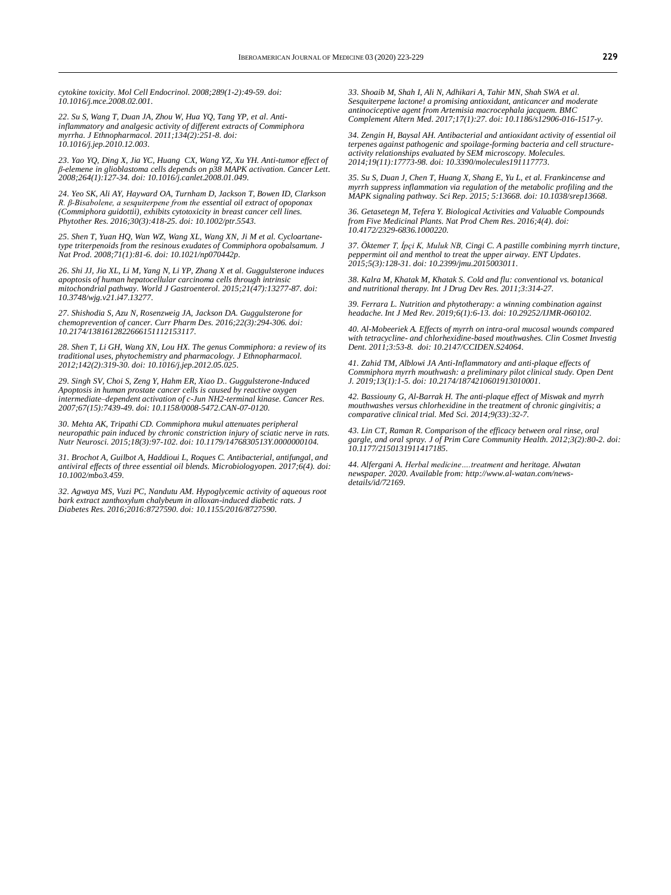*cytokine toxicity. Mol Cell Endocrinol. 2008;289(1-2):49-59. doi: 10.1016/j.mce.2008.02.001.*

*22. Su S, Wang T, Duan JA, Zhou W, Hua YQ, Tang YP, et al. Anti-inflammatory and analgesic activity of different extracts of Commiphora myrrha. J Ethnopharmacol. 2011;134(2):251-8. doi: 10.1016/j.jep.2010.12.003.*

*23. Yao YQ, Ding X, Jia YC, Huang CX, Wang YZ, Xu YH. Anti-tumor effect of β-elemene in glioblastoma cells depends on p38 MAPK activation. Cancer Lett. 2008;264(1):127-34. doi: 10.1016/j.canlet.2008.01.049.*

*24. Yeo SK, Ali AY, Hayward OA, Turnham D, Jackson T, Bowen ID, Clarkson R. β-Bisabolene, a sesquiterpene from the essential oil extract of opoponax (Commiphora guidottii), exhibits cytotoxicity in breast cancer cell lines. Phytother Res. 2016;30(3):418-25. doi: 10.1002/ptr.5543.*

*25. Shen T, Yuan HQ, Wan WZ, Wang XL, Wang XN, Ji M et al. Cycloartane-type triterpenoids from the resinous exudates of Commiphora opobalsamum. J Nat Prod. 2008;71(1):81-6. doi: 10.1021/np070442p.*

*26. Shi JJ, Jia XL, Li M, Yang N, Li YP, Zhang X et al. Guggulsterone induces apoptosis of human hepatocellular carcinoma cells through intrinsic mitochondrial pathway. World J Gastroenterol. 2015;21(47):13277-87. doi: 10.3748/wjg.v21.i47.13277.*

*27. Shishodia S, Azu N, Rosenzweig JA, Jackson DA. Guggulsterone for chemoprevention of cancer. Curr Pharm Des. 2016;22(3):294-306. doi: 10.2174/1381612822666151112153117.*

*28. Shen T, Li GH, Wang XN, Lou HX. The genus Commiphora: a review of its traditional uses, phytochemistry and pharmacology. J Ethnopharmacol. 2012;142(2):319-30. doi: 10.1016/j.jep.2012.05.025.*

*29. Singh SV, Choi S, Zeng Y, Hahm ER, Xiao D.. Guggulsterone-Induced Apoptosis in human prostate cancer cells is caused by reactive oxygen intermediate–dependent activation of c-Jun NH2-terminal kinase. Cancer Res. 2007;67(15):7439-49. doi: 10.1158/0008-5472.CAN-07-0120.*

*30. Mehta AK, Tripathi CD. Commiphora mukul attenuates peripheral neuropathic pain induced by chronic constriction injury of sciatic nerve in rats. Nutr Neurosci. 2015;18(3):97-102. doi: 10.1179/1476830513Y.0000000104.*

*31. Brochot A, Guilbot A, Haddioui L, Roques C. Antibacterial, antifungal, and antiviral effects of three essential oil blends. Microbiologyopen. 2017;6(4). doi: 10.1002/mbo3.459.*

*32. Agwaya MS, Vuzi PC, Nandutu AM. Hypoglycemic activity of aqueous root bark extract zanthoxylum chalybeum in alloxan-induced diabetic rats. J Diabetes Res. 2016;2016:8727590. doi: 10.1155/2016/8727590.*

*33. Shoaib M, Shah I, Ali N, Adhikari A, Tahir MN, Shah SWA et al. Sesquiterpene lactone! a promising antioxidant, anticancer and moderate antinociceptive agent from Artemisia macrocephala jacquem. BMC Complement Altern Med. 2017;17(1):27. doi: 10.1186/s12906-016-1517-y.*

*34. Zengin H, Baysal AH. Antibacterial and antioxidant activity of essential oil terpenes against pathogenic and spoilage-forming bacteria and cell structure-activity relationships evaluated by SEM microscopy. Molecules. 2014;19(11):17773-98. doi: 10.3390/molecules191117773.*

*35. Su S, Duan J, Chen T, Huang X, Shang E, Yu L, et al. Frankincense and myrrh suppress inflammation via regulation of the metabolic profiling and the MAPK signaling pathway. Sci Rep. 2015; 5:13668. doi: 10.1038/srep13668.*

*36. Getasetegn M, Tefera Y. Biological Activities and Valuable Compounds from Five Medicinal Plants. Nat Prod Chem Res. 2016;4(4). doi: 10.4172/2329-6836.1000220.*

*37. Öktemer T, İpçi K, Muluk NB, Cingi C. A pastille combining myrrh tincture, peppermint oil and menthol to treat the upper airway. ENT Updates. 2015;5(3):128-31. doi: 10.2399/jmu.2015003011.*

*38. Kalra M, Khatak M, Khatak S. Cold and flu: conventional vs. botanical and nutritional therapy. Int J Drug Dev Res. 2011;3:314-27.*

*39. Ferrara L. Nutrition and phytotherapy: a winning combination against headache. Int J Med Rev. 2019;6(1):6-13. doi: 10.29252/IJMR-060102.*

*40. Al-Mobeeriek A. Effects of myrrh on intra-oral mucosal wounds compared with tetracycline- and chlorhexidine-based mouthwashes. Clin Cosmet Investig Dent. 2011;3:53-8. doi: 10.2147/CCIDEN.S24064.*

*41. Zahid TM, Alblowi JA Anti-Inflammatory and anti-plaque effects of Commiphora myrrh mouthwash: a preliminary pilot clinical study. Open Dent J. 2019;13(1):1-5. doi: 10.2174/1874210601913010001.*

*42. Bassiouny G, Al-Barrak H. The anti-plaque effect of Miswak and myrrh mouthwashes versus chlorhexidine in the treatment of chronic gingivitis; a comparative clinical trial. Med Sci. 2014;9(33):32-7.*

*43. Lin CT, Raman R. Comparison of the efficacy between oral rinse, oral gargle, and oral spray. J of Prim Care Community Health. 2012;3(2):80-2. doi: 10.1177/2150131911417185.*

*44. Alfergani A. Herbal medicine….treatment and heritage. Alwatan newspaper. 2020. Available from: http://www.al-watan.com/news-details/id/72169.*